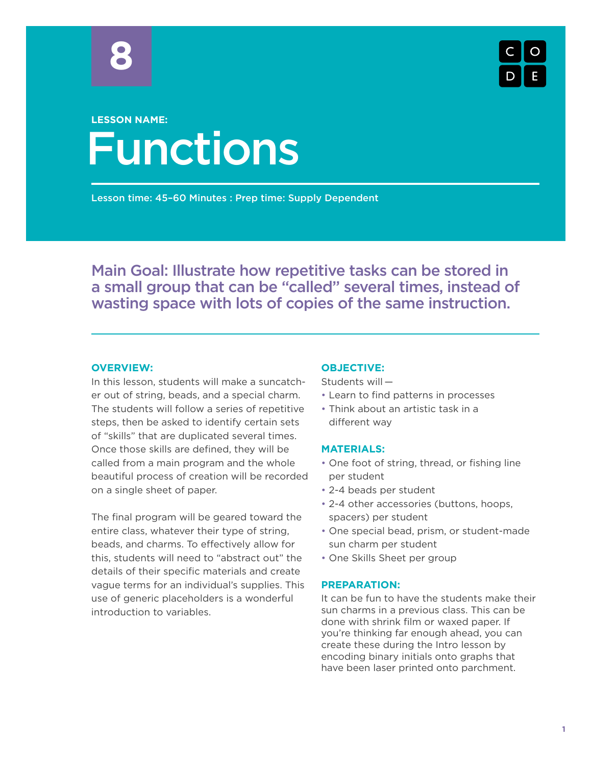8

**LESSON NAME:**

# Functions

Lesson time: 45–60 Minutes : Prep time: Supply Dependent

## Main Goal: Illustrate how repetitive tasks can be stored in a small group that can be “called” several times, instead of wasting space with lots of copies of the same instruction.

### OVERVIEW:

In this lesson, students will make a suncatcher out of string, beads, and a special charm. The students will follow a series of repetitive steps, then be asked to identify certain sets of “skills” that are duplicated several times. Once those skills are defined, they will be called from a main program and the whole beautiful process of creation will be recorded on a single sheet of paper.

The final program will be geared toward the entire class, whatever their type of string, beads, and charms. To effectively allow for this, students will need to “abstract out” the details of their specific materials and create vague terms for an individual’s supplies. This use of generic placeholders is a wonderful introduction to variables.

### OBJECTIVE:

Students will —

- Learn to find patterns in processes
- Think about an artistic task in a different way

### MATERIALS:

- One foot of string, thread, or fishing line per student
- 2-4 beads per student
- 2-4 other accessories (buttons, hoops, spacers) per student
- One special bead, prism, or student-made sun charm per student
- One Skills Sheet per group

### PREPARATION:

It can be fun to have the students make their sun charms in a previous class. This can be done with shrink film or waxed paper. If you’re thinking far enough ahead, you can create these during the Intro lesson by encoding binary initials onto graphs that have been laser printed onto parchment.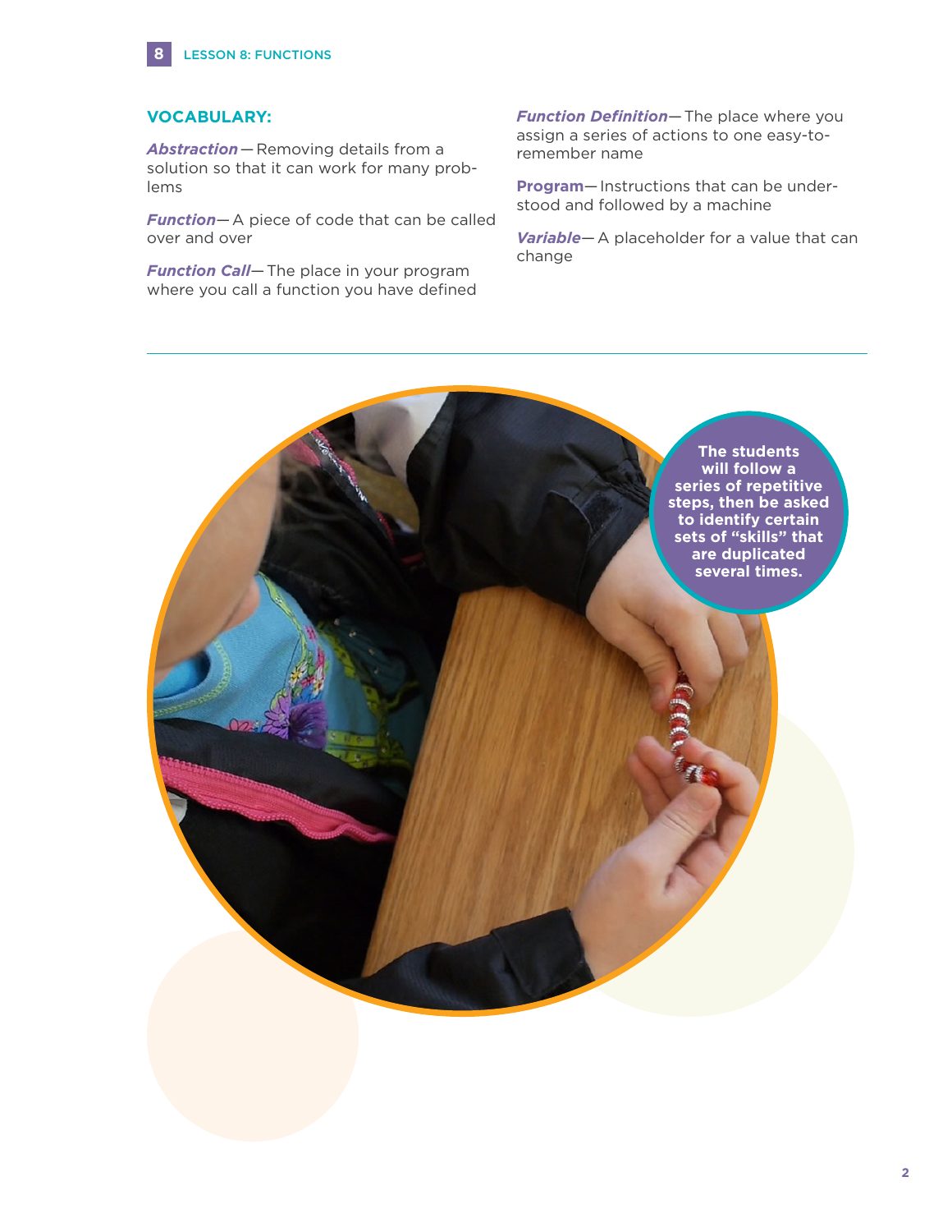## VOCABULARY:

***Abstraction*** — Removing details from a solution so that it can work for many problems

***Function*** — A piece of code that can be called over and over

***Function Call*** — The place in your program where you call a function you have defined

***Function Definition*** — The place where you assign a series of actions to one easy-to-remember name

**Program** — Instructions that can be understood and followed by a machine

***Variable*** — A placeholder for a value that can change

**The students will follow a series of repetitive steps, then be asked to identify certain sets of "skills" that are duplicated several times.**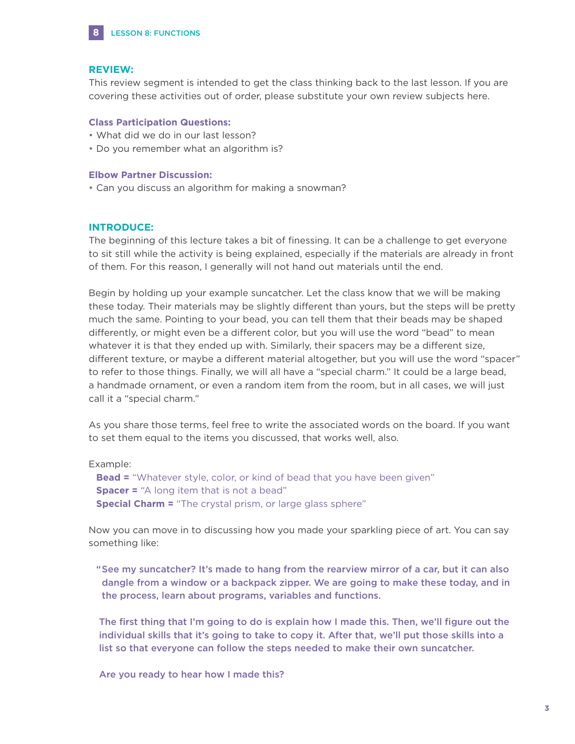## REVIEW:

This review segment is intended to get the class thinking back to the last lesson. If you are covering these activities out of order, please substitute your own review subjects here.

### Class Participation Questions:

- What did we do in our last lesson?
- Do you remember what an algorithm is?

### Elbow Partner Discussion:

- Can you discuss an algorithm for making a snowman?

## INTRODUCE:

The beginning of this lecture takes a bit of finessing. It can be a challenge to get everyone to sit still while the activity is being explained, especially if the materials are already in front of them. For this reason, I generally will not hand out materials until the end.

Begin by holding up your example suncatcher. Let the class know that we will be making these today. Their materials may be slightly different than yours, but the steps will be pretty much the same. Pointing to your bead, you can tell them that their beads may be shaped differently, or might even be a different color, but you will use the word "bead" to mean whatever it is that they ended up with. Similarly, their spacers may be a different size, different texture, or maybe a different material altogether, but you will use the word "spacer" to refer to those things. Finally, we will all have a "special charm." It could be a large bead, a handmade ornament, or even a random item from the room, but in all cases, we will just call it a "special charm."

As you share those terms, feel free to write the associated words on the board. If you want to set them equal to the items you discussed, that works well, also.

Example:

**Bead =** "Whatever style, color, or kind of bead that you have been given"
**Spacer =** "A long item that is not a bead"
**Special Charm =** "The crystal prism, or large glass sphere"

Now you can move in to discussing how you made your sparkling piece of art. You can say something like:

> **"See my suncatcher? It's made to hang from the rearview mirror of a car, but it can also dangle from a window or a backpack zipper. We are going to make these today, and in the process, learn about programs, variables and functions.**
>
> **The first thing that I'm going to do is explain how I made this. Then, we'll figure out the individual skills that it's going to take to copy it. After that, we'll put those skills into a list so that everyone can follow the steps needed to make their own suncatcher.**
>
> **Are you ready to hear how I made this?**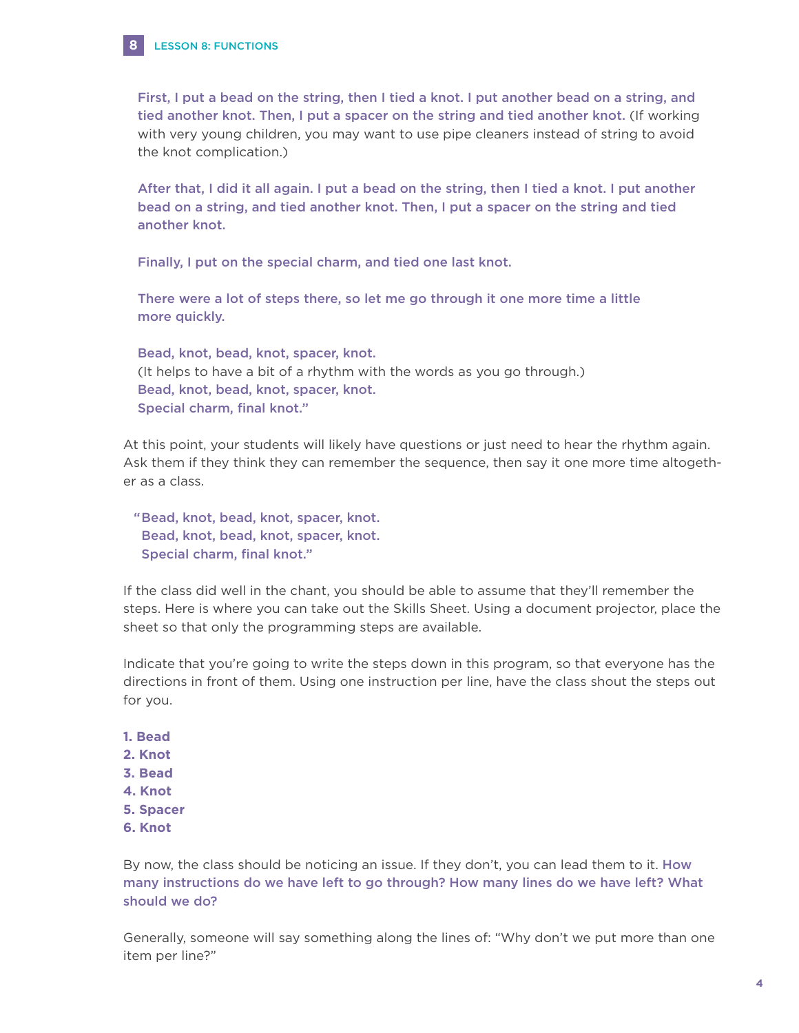**First, I put a bead on the string, then I tied a knot. I put another bead on a string, and tied another knot. Then, I put a spacer on the string and tied another knot.** (If working with very young children, you may want to use pipe cleaners instead of string to avoid the knot complication.)

**After that, I did it all again. I put a bead on the string, then I tied a knot. I put another bead on a string, and tied another knot. Then, I put a spacer on the string and tied another knot.**

**Finally, I put on the special charm, and tied one last knot.**

**There were a lot of steps there, so let me go through it one more time a little more quickly.**

**Bead, knot, bead, knot, spacer, knot.**
(It helps to have a bit of a rhythm with the words as you go through.)
**Bead, knot, bead, knot, spacer, knot.**
**Special charm, final knot."**

At this point, your students will likely have questions or just need to hear the rhythm again. Ask them if they think they can remember the sequence, then say it one more time altogether as a class.

**"Bead, knot, bead, knot, spacer, knot.**
**Bead, knot, bead, knot, spacer, knot.**
**Special charm, final knot."**

If the class did well in the chant, you should be able to assume that they'll remember the steps. Here is where you can take out the Skills Sheet. Using a document projector, place the sheet so that only the programming steps are available.

Indicate that you're going to write the steps down in this program, so that everyone has the directions in front of them. Using one instruction per line, have the class shout the steps out for you.

**1. Bead**
**2. Knot**
**3. Bead**
**4. Knot**
**5. Spacer**
**6. Knot**

By now, the class should be noticing an issue. If they don't, you can lead them to it. **How many instructions do we have left to go through? How many lines do we have left? What should we do?**

Generally, someone will say something along the lines of: "Why don't we put more than one item per line?"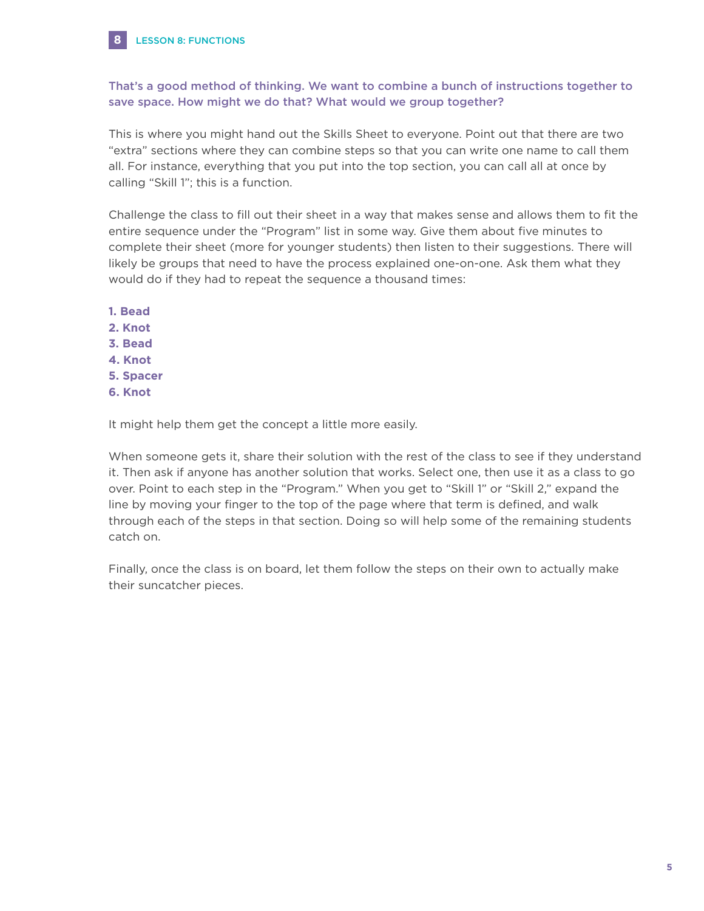**That's a good method of thinking. We want to combine a bunch of instructions together to save space. How might we do that? What would we group together?**

This is where you might hand out the Skills Sheet to everyone. Point out that there are two "extra" sections where they can combine steps so that you can write one name to call them all. For instance, everything that you put into the top section, you can call all at once by calling "Skill 1"; this is a function.

Challenge the class to fill out their sheet in a way that makes sense and allows them to fit the entire sequence under the "Program" list in some way. Give them about five minutes to complete their sheet (more for younger students) then listen to their suggestions. There will likely be groups that need to have the process explained one-on-one. Ask them what they would do if they had to repeat the sequence a thousand times:

**1. Bead**
**2. Knot**
**3. Bead**
**4. Knot**
**5. Spacer**
**6. Knot**

It might help them get the concept a little more easily.

When someone gets it, share their solution with the rest of the class to see if they understand it. Then ask if anyone has another solution that works. Select one, then use it as a class to go over. Point to each step in the "Program." When you get to "Skill 1" or "Skill 2," expand the line by moving your finger to the top of the page where that term is defined, and walk through each of the steps in that section. Doing so will help some of the remaining students catch on.

Finally, once the class is on board, let them follow the steps on their own to actually make their suncatcher pieces.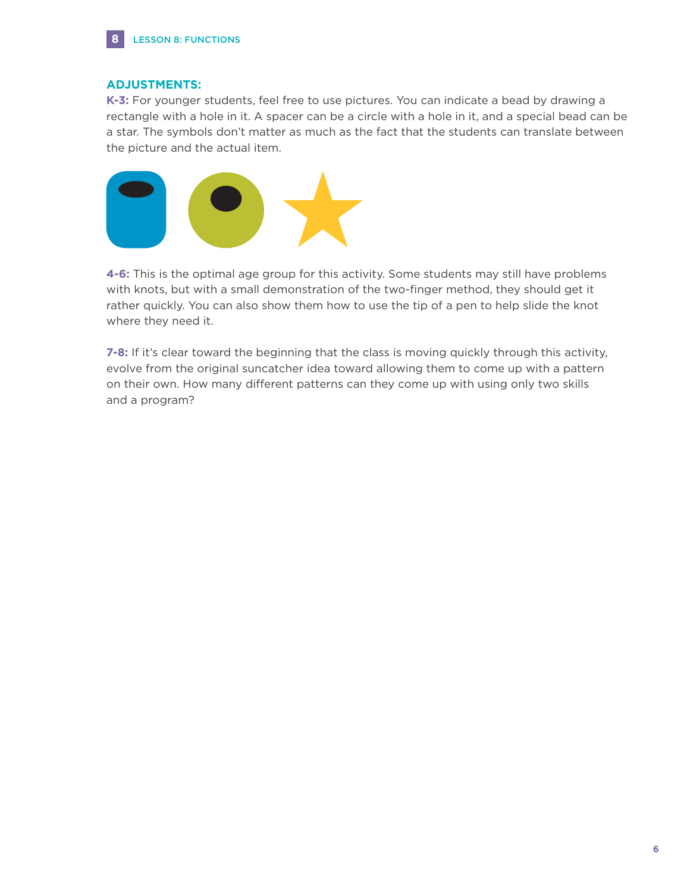## ADJUSTMENTS:

**K-3:** For younger students, feel free to use pictures. You can indicate a bead by drawing a rectangle with a hole in it. A spacer can be a circle with a hole in it, and a special bead can be a star. The symbols don't matter as much as the fact that the students can translate between the picture and the actual item.

**4-6:** This is the optimal age group for this activity. Some students may still have problems with knots, but with a small demonstration of the two-finger method, they should get it rather quickly. You can also show them how to use the tip of a pen to help slide the knot where they need it.

**7-8:** If it's clear toward the beginning that the class is moving quickly through this activity, evolve from the original suncatcher idea toward allowing them to come up with a pattern on their own. How many different patterns can they come up with using only two skills and a program?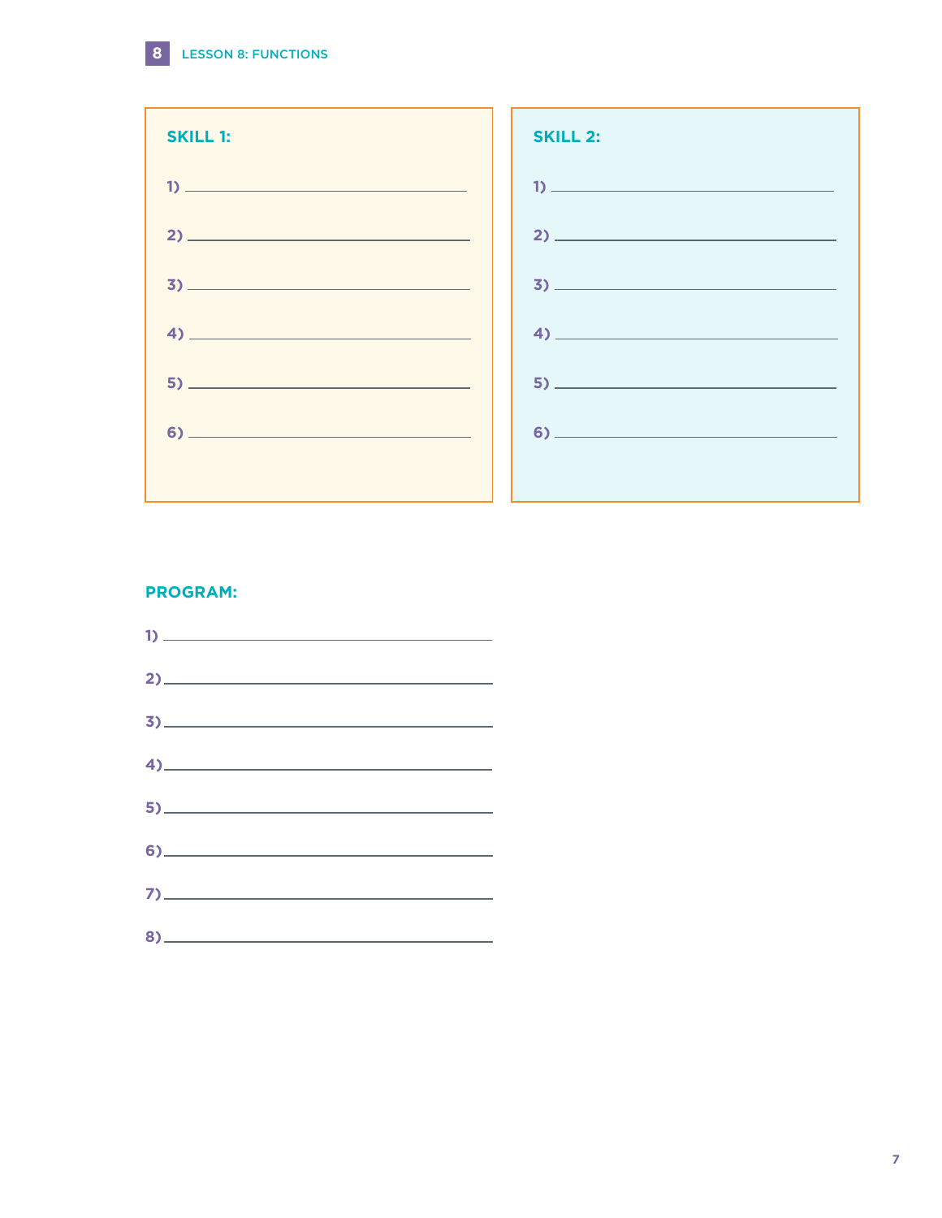**SKILL 1:**

1) \_\_\_\_\_\_\_\_\_\_\_\_\_\_\_\_\_\_\_\_\_\_\_\_\_\_\_\_\_\_

2) \_\_\_\_\_\_\_\_\_\_\_\_\_\_\_\_\_\_\_\_\_\_\_\_\_\_\_\_\_\_

3) \_\_\_\_\_\_\_\_\_\_\_\_\_\_\_\_\_\_\_\_\_\_\_\_\_\_\_\_\_\_

4) \_\_\_\_\_\_\_\_\_\_\_\_\_\_\_\_\_\_\_\_\_\_\_\_\_\_\_\_\_\_

5) \_\_\_\_\_\_\_\_\_\_\_\_\_\_\_\_\_\_\_\_\_\_\_\_\_\_\_\_\_\_

6) \_\_\_\_\_\_\_\_\_\_\_\_\_\_\_\_\_\_\_\_\_\_\_\_\_\_\_\_\_\_

**SKILL 2:**

1) \_\_\_\_\_\_\_\_\_\_\_\_\_\_\_\_\_\_\_\_\_\_\_\_\_\_\_\_\_\_

2) \_\_\_\_\_\_\_\_\_\_\_\_\_\_\_\_\_\_\_\_\_\_\_\_\_\_\_\_\_\_

3) \_\_\_\_\_\_\_\_\_\_\_\_\_\_\_\_\_\_\_\_\_\_\_\_\_\_\_\_\_\_

4) \_\_\_\_\_\_\_\_\_\_\_\_\_\_\_\_\_\_\_\_\_\_\_\_\_\_\_\_\_\_

5) \_\_\_\_\_\_\_\_\_\_\_\_\_\_\_\_\_\_\_\_\_\_\_\_\_\_\_\_\_\_

6) \_\_\_\_\_\_\_\_\_\_\_\_\_\_\_\_\_\_\_\_\_\_\_\_\_\_\_\_\_\_

**PROGRAM:**

1) \_\_\_\_\_\_\_\_\_\_\_\_\_\_\_\_\_\_\_\_\_\_\_\_\_\_\_\_\_\_

2) \_\_\_\_\_\_\_\_\_\_\_\_\_\_\_\_\_\_\_\_\_\_\_\_\_\_\_\_\_\_

3) \_\_\_\_\_\_\_\_\_\_\_\_\_\_\_\_\_\_\_\_\_\_\_\_\_\_\_\_\_\_

4) \_\_\_\_\_\_\_\_\_\_\_\_\_\_\_\_\_\_\_\_\_\_\_\_\_\_\_\_\_\_

5) \_\_\_\_\_\_\_\_\_\_\_\_\_\_\_\_\_\_\_\_\_\_\_\_\_\_\_\_\_\_

6) \_\_\_\_\_\_\_\_\_\_\_\_\_\_\_\_\_\_\_\_\_\_\_\_\_\_\_\_\_\_

7) \_\_\_\_\_\_\_\_\_\_\_\_\_\_\_\_\_\_\_\_\_\_\_\_\_\_\_\_\_\_

8) \_\_\_\_\_\_\_\_\_\_\_\_\_\_\_\_\_\_\_\_\_\_\_\_\_\_\_\_\_\_